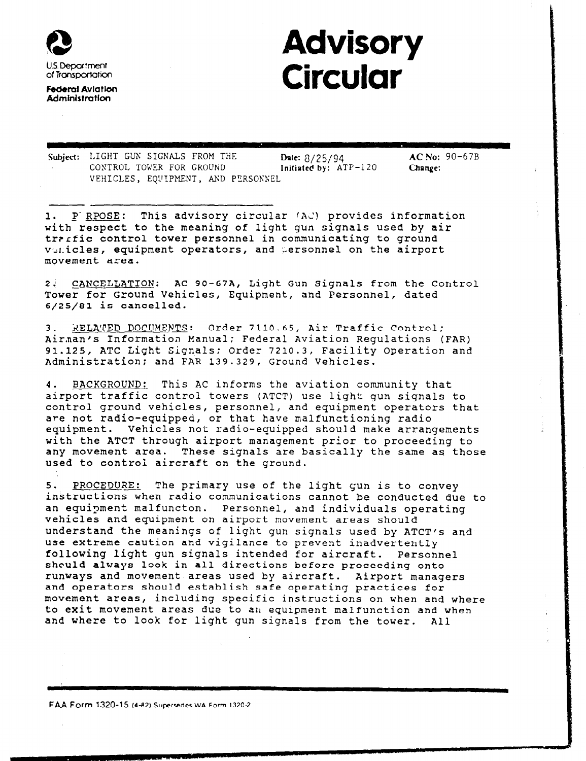U.S. Department of Transportation

**Federal Aviation Administration**

# Advisory Circular

**Subject:** LIGHT GUN SIGNALS FROM THE CONTROL TOWER FOR GROUND VEHICLES, EQUIPMENT, AND PERSONNEL

**Date:** 8/25/94
**Initiated by:** ATP-120

**AC No:** 90-67B
**Change:**

1. PURPOSE: This advisory circular (AC) provides information with respect to the meaning of light gun signals used by air traffic control tower personnel in communicating to ground vehicles, equipment operators, and personnel on the airport movement area.

2. CANCELLATION: AC 90-67A, Light Gun Signals from the Control Tower for Ground Vehicles, Equipment, and Personnel, dated 6/25/81 is cancelled.

3. RELATED DOCUMENTS: Order 7110.65, Air Traffic Control; Airman's Information Manual; Federal Aviation Regulations (FAR) 91.125, ATC Light Signals; Order 7210.3, Facility Operation and Administration; and FAR 139.329, Ground Vehicles.

4. BACKGROUND: This AC informs the aviation community that airport traffic control towers (ATCT) use light gun signals to control ground vehicles, personnel, and equipment operators that are not radio-equipped, or that have malfunctioning radio equipment. Vehicles not radio-equipped should make arrangements with the ATCT through airport management prior to proceeding to any movement area. These signals are basically the same as those used to control aircraft on the ground.

5. PROCEDURE: The primary use of the light gun is to convey instructions when radio communications cannot be conducted due to an equipment malfuncton. Personnel, and individuals operating vehicles and equipment on airport movement areas should understand the meanings of light gun signals used by ATCT's and use extreme caution and vigilance to prevent inadvertently following light gun signals intended for aircraft. Personnel should always look in all directions before proceeding onto runways and movement areas used by aircraft. Airport managers and operators should establish safe operating practices for movement areas, including specific instructions on when and where to exit movement areas due to an equipment malfunction and when and where to look for light gun signals from the tower. All

FAA Form 1320-15 (4-82) Supersedes WA Form 1320-2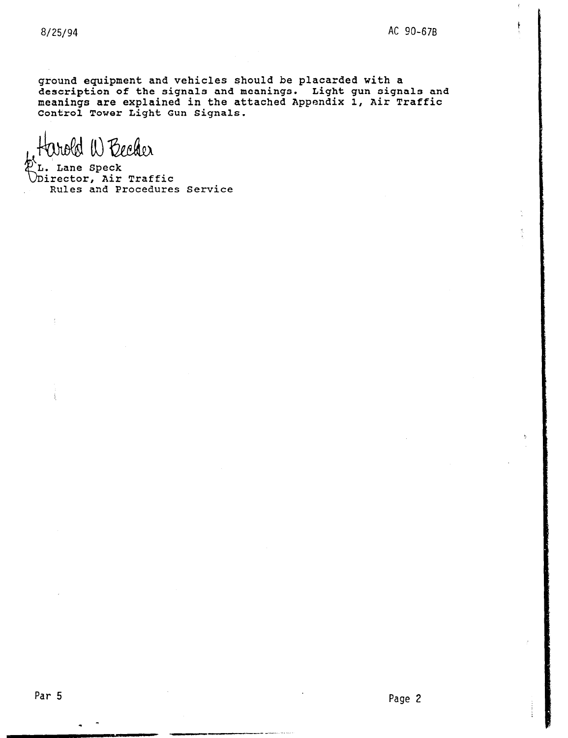ground equipment and vehicles should be placarded with a description of the signals and meanings. Light gun signals and meanings are explained in the attached Appendix 1, Air Traffic Control Tower Light Gun Signals.

Harold W Becker
for L. Lane Speck
Director, Air Traffic
Rules and Procedures Service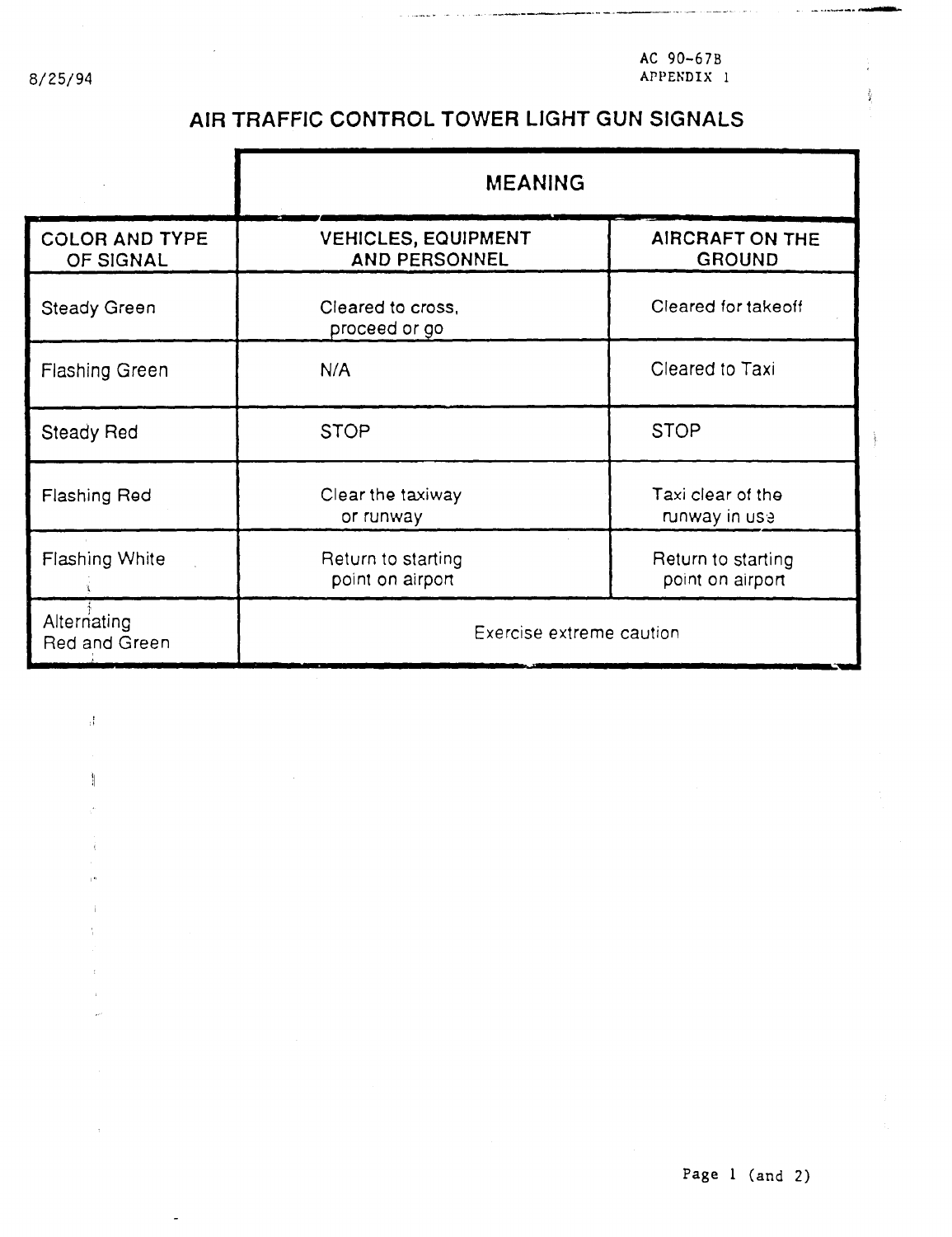# AIR TRAFFIC CONTROL TOWER LIGHT GUN SIGNALS

| | MEANING | |
|---|---|---|
| COLOR AND TYPE OF SIGNAL | VEHICLES, EQUIPMENT AND PERSONNEL | AIRCRAFT ON THE GROUND |
| Steady Green | Cleared to cross, proceed or go | Cleared for takeoff |
| Flashing Green | N/A | Cleared to Taxi |
| Steady Red | STOP | STOP |
| Flashing Red | Clear the taxiway or runway | Taxi clear of the runway in use |
| Flashing White | Return to starting point on airport | Return to starting point on airport |
| Alternating Red and Green | Exercise extreme caution | |